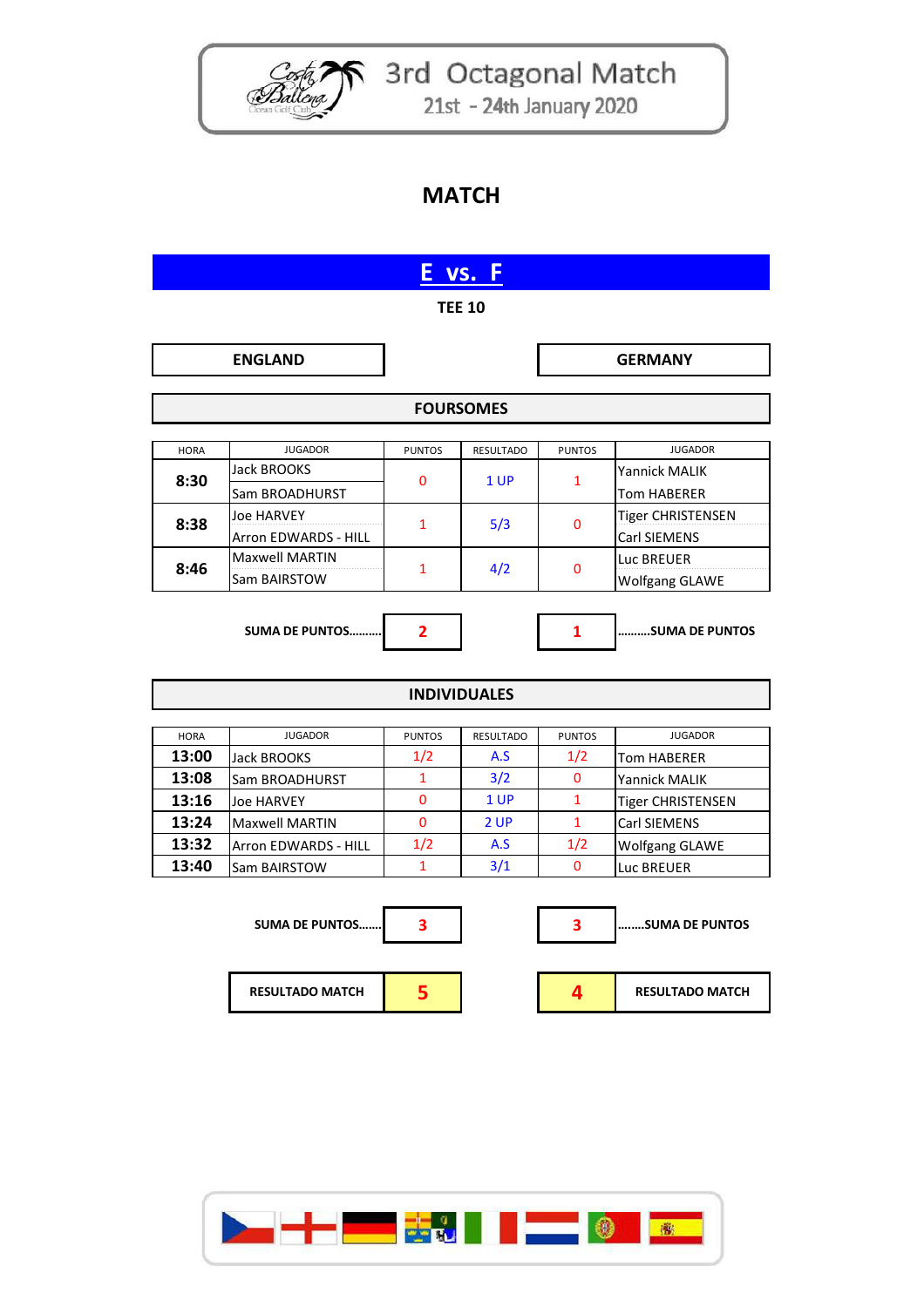# 3rd Octagonal Match

21st - 24th January 2020

## MATCH

## E vs. F

**TEE 10**

| ENGLAND | | GERMANY |
|---|---|---|

### FOURSOMES

| HORA | JUGADOR | PUNTOS | RESULTADO | PUNTOS | JUGADOR |
|---|---|---|---|---|---|
| 8:30 | Jack BROOKS<br>Sam BROADHURST | 0 | 1 UP | 1 | Yannick MALIK<br>Tom HABERER |
| 8:38 | Joe HARVEY<br>Arron EDWARDS - HILL | 1 | 5/3 | 0 | Tiger CHRISTENSEN<br>Carl SIEMENS |
| 8:46 | Maxwell MARTIN<br>Sam BAIRSTOW | 1 | 4/2 | 0 | Luc BREUER<br>Wolfgang GLAWE |

**SUMA DE PUNTOS..........** 2 | 1 **..........SUMA DE PUNTOS**

### INDIVIDUALES

| HORA | JUGADOR | PUNTOS | RESULTADO | PUNTOS | JUGADOR |
|---|---|---|---|---|---|
| 13:00 | Jack BROOKS | 1/2 | A.S | 1/2 | Tom HABERER |
| 13:08 | Sam BROADHURST | 1 | 3/2 | 0 | Yannick MALIK |
| 13:16 | Joe HARVEY | 0 | 1 UP | 1 | Tiger CHRISTENSEN |
| 13:24 | Maxwell MARTIN | 0 | 2 UP | 1 | Carl SIEMENS |
| 13:32 | Arron EDWARDS - HILL | 1/2 | A.S | 1/2 | Wolfgang GLAWE |
| 13:40 | Sam BAIRSTOW | 1 | 3/1 | 0 | Luc BREUER |

**SUMA DE PUNTOS.......** 3 | 3 **........SUMA DE PUNTOS**

**RESULTADO MATCH** 5 | 4 **RESULTADO MATCH**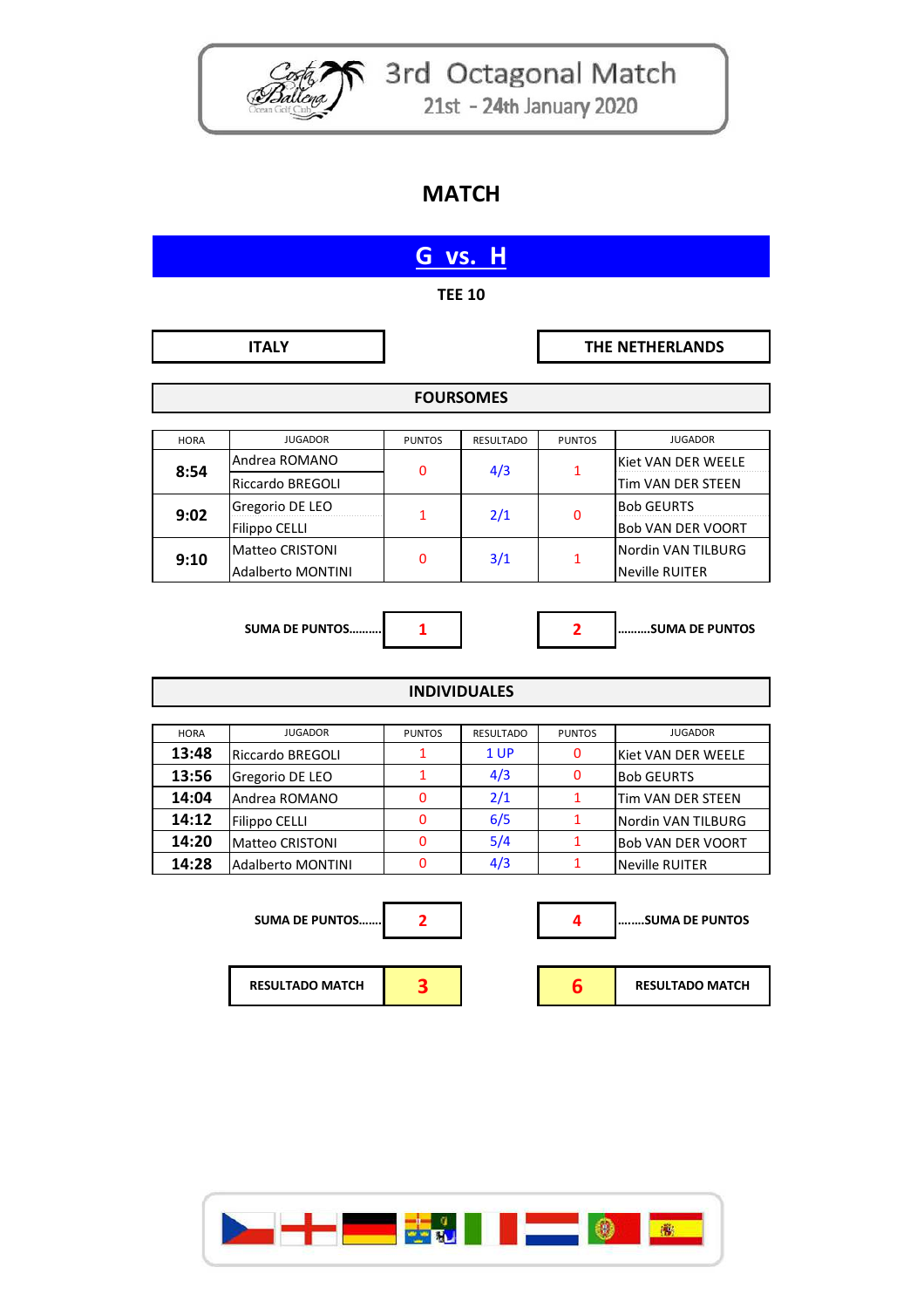# 3rd Octagonal Match

21st - 24th January 2020

## MATCH

## G vs. H

**TEE 10**

**ITALY** — **THE NETHERLANDS**

### FOURSOMES

| HORA | JUGADOR | PUNTOS | RESULTADO | PUNTOS | JUGADOR |
|---|---|---|---|---|---|
| 8:54 | Andrea ROMANO<br>Riccardo BREGOLI | 0 | 4/3 | 1 | Kiet VAN DER WEELE<br>Tim VAN DER STEEN |
| 9:02 | Gregorio DE LEO<br>Filippo CELLI | 1 | 2/1 | 0 | Bob GEURTS<br>Bob VAN DER VOORT |
| 9:10 | Matteo CRISTONI<br>Adalberto MONTINI | 0 | 3/1 | 1 | Nordin VAN TILBURG<br>Neville RUITER |

SUMA DE PUNTOS.......... **1** — **2** ..........SUMA DE PUNTOS

### INDIVIDUALES

| HORA | JUGADOR | PUNTOS | RESULTADO | PUNTOS | JUGADOR |
|---|---|---|---|---|---|
| 13:48 | Riccardo BREGOLI | 1 | 1 UP | 0 | Kiet VAN DER WEELE |
| 13:56 | Gregorio DE LEO | 1 | 4/3 | 0 | Bob GEURTS |
| 14:04 | Andrea ROMANO | 0 | 2/1 | 1 | Tim VAN DER STEEN |
| 14:12 | Filippo CELLI | 0 | 6/5 | 1 | Nordin VAN TILBURG |
| 14:20 | Matteo CRISTONI | 0 | 5/4 | 1 | Bob VAN DER VOORT |
| 14:28 | Adalberto MONTINI | 0 | 4/3 | 1 | Neville RUITER |

SUMA DE PUNTOS....... **2** — **4** ........SUMA DE PUNTOS

**RESULTADO MATCH** **3** — **6** **RESULTADO MATCH**